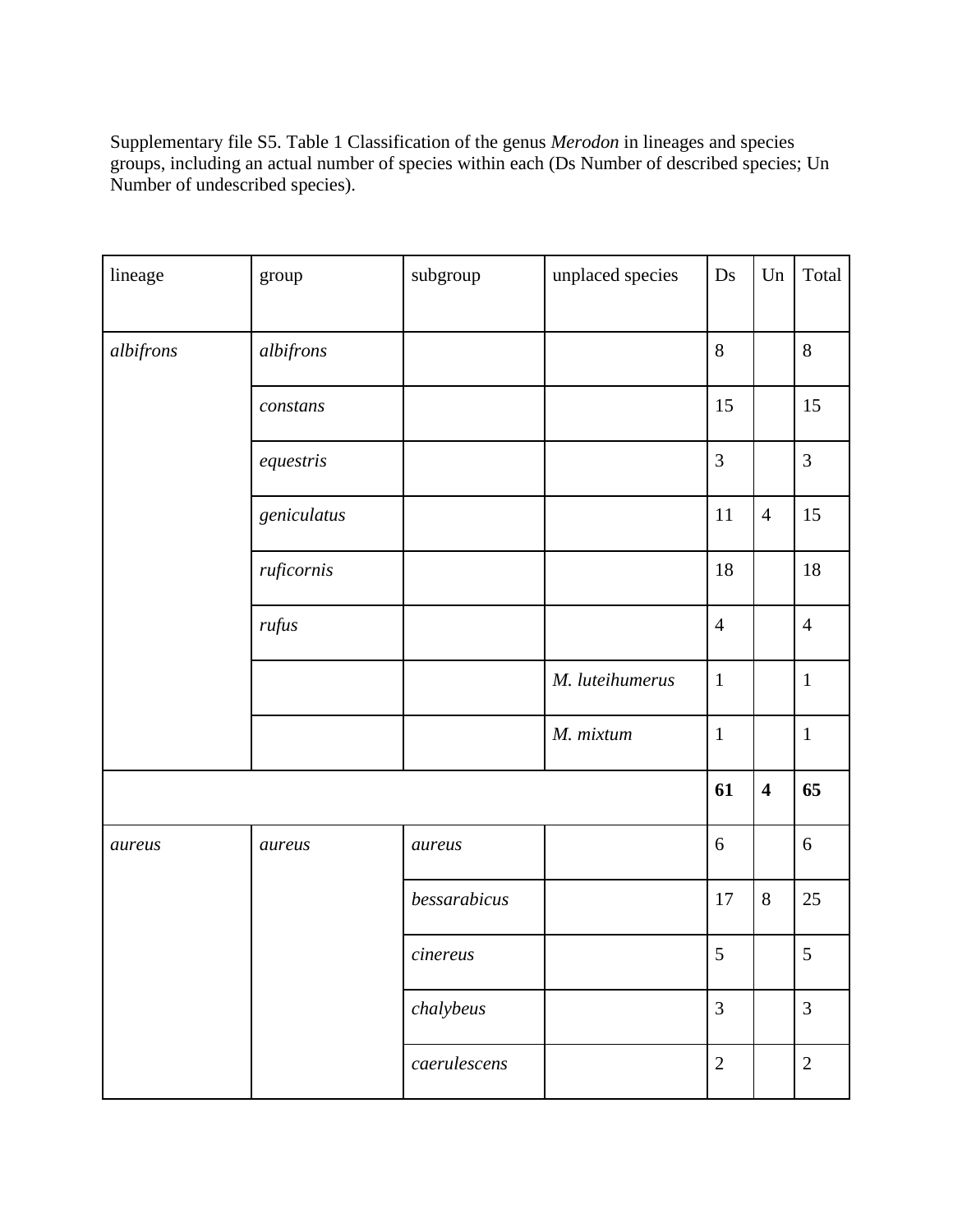Supplementary file S5. Table 1 Classification of the genus *Merodon* in lineages and species groups, including an actual number of species within each (Ds Number of described species; Un Number of undescribed species).

| lineage | group | subgroup | unplaced species | Ds | Un | Total |
|---|---|---|---|---|---|---|
| *albifrons* | *albifrons* | | | 8 | | 8 |
| | *constans* | | | 15 | | 15 |
| | *equestris* | | | 3 | | 3 |
| | *geniculatus* | | | 11 | 4 | 15 |
| | *ruficornis* | | | 18 | | 18 |
| | *rufus* | | | 4 | | 4 |
| | | | *M. luteihumerus* | 1 | | 1 |
| | | | *M. mixtum* | 1 | | 1 |
| | | | | **61** | **4** | **65** |
| *aureus* | *aureus* | *aureus* | | 6 | | 6 |
| | | *bessarabicus* | | 17 | 8 | 25 |
| | | *cinereus* | | 5 | | 5 |
| | | *chalybeus* | | 3 | | 3 |
| | | *caerulescens* | | 2 | | 2 |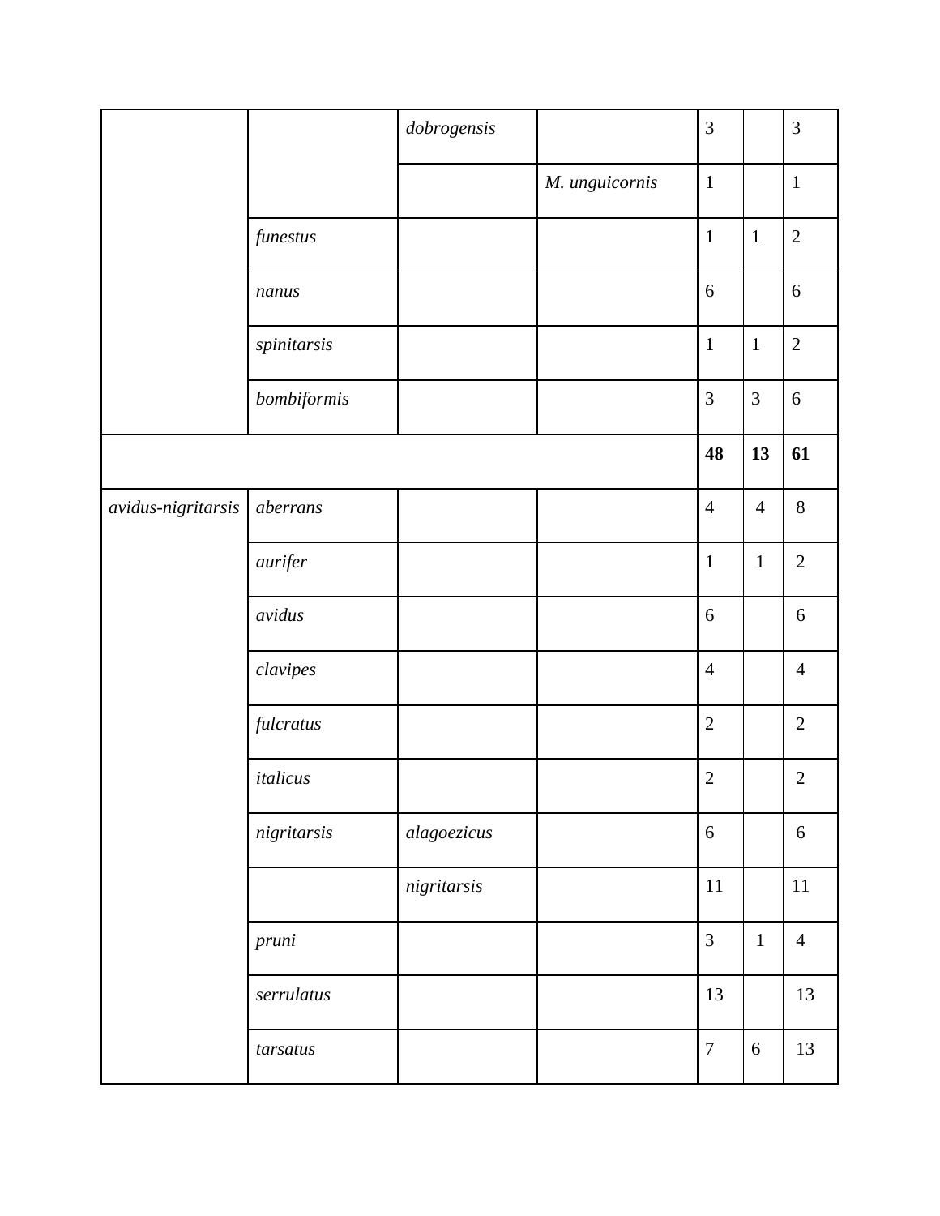| | | | | | | |
|---|---|---|---|---|---|---|
| | | *dobrogensis* | | 3 | | 3 |
| | | | *M. unguicornis* | 1 | | 1 |
| | *funestus* | | | 1 | 1 | 2 |
| | *nanus* | | | 6 | | 6 |
| | *spinitarsis* | | | 1 | 1 | 2 |
| | *bombiformis* | | | 3 | 3 | 6 |
| | | | | **48** | **13** | **61** |
| *avidus-nigritarsis* | *aberrans* | | | 4 | 4 | 8 |
| | *aurifer* | | | 1 | 1 | 2 |
| | *avidus* | | | 6 | | 6 |
| | *clavipes* | | | 4 | | 4 |
| | *fulcratus* | | | 2 | | 2 |
| | *italicus* | | | 2 | | 2 |
| | *nigritarsis* | *alagoezicus* | | 6 | | 6 |
| | | *nigritarsis* | | 11 | | 11 |
| | *pruni* | | | 3 | 1 | 4 |
| | *serrulatus* | | | 13 | | 13 |
| | *tarsatus* | | | 7 | 6 | 13 |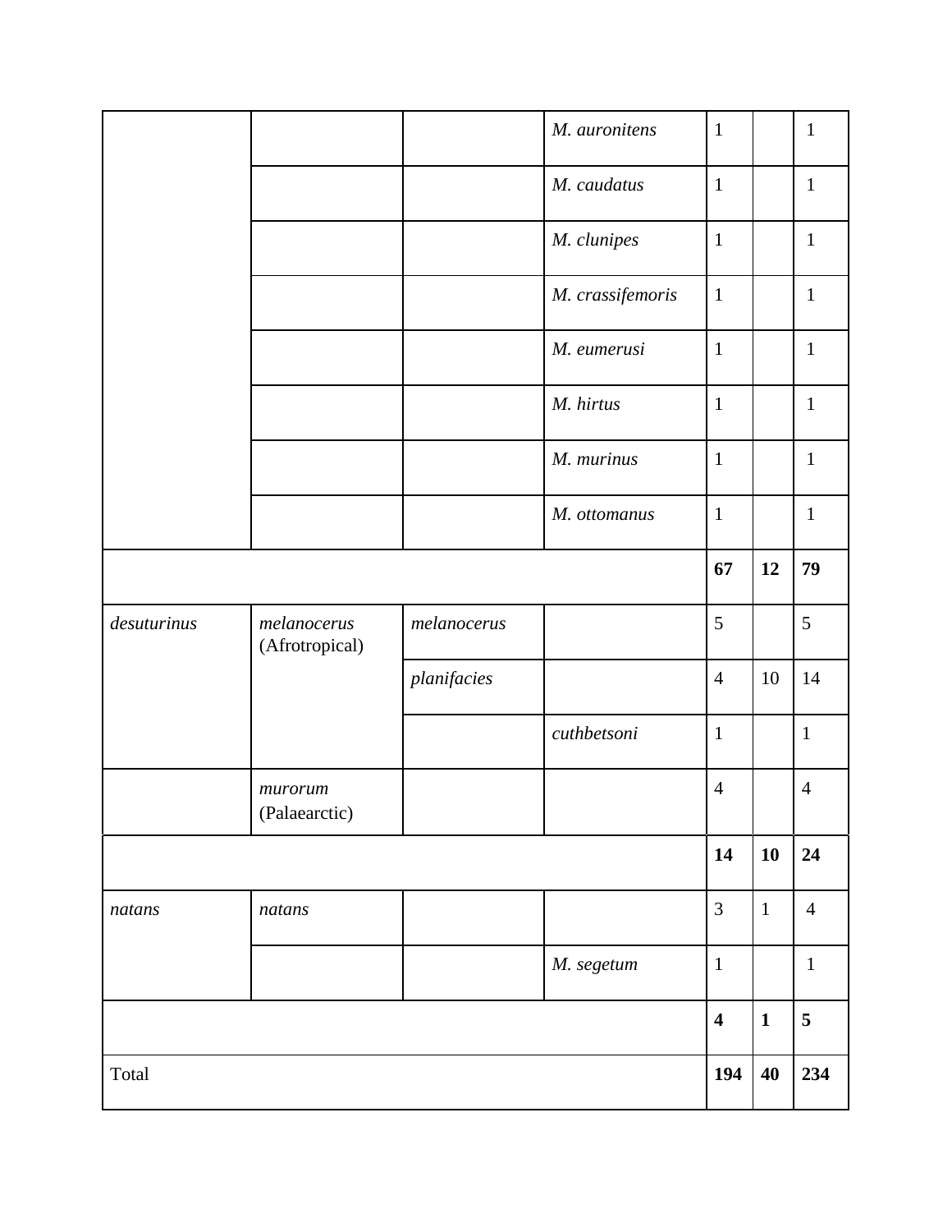| | | | | | | |
|---|---|---|---|---|---|---|
| | | | *M. auronitens* | 1 | | 1 |
| | | | *M. caudatus* | 1 | | 1 |
| | | | *M. clunipes* | 1 | | 1 |
| | | | *M. crassifemoris* | 1 | | 1 |
| | | | *M. eumerusi* | 1 | | 1 |
| | | | *M. hirtus* | 1 | | 1 |
| | | | *M. murinus* | 1 | | 1 |
| | | | *M. ottomanus* | 1 | | 1 |
| | | | | **67** | **12** | **79** |
| *desuturinus* | *melanocerus* (Afrotropical) | *melanocerus* | | 5 | | 5 |
| | | *planifacies* | | 4 | 10 | 14 |
| | | | *cuthbetsoni* | 1 | | 1 |
| | *murorum* (Palaearctic) | | | 4 | | 4 |
| | | | | **14** | **10** | **24** |
| *natans* | *natans* | | | 3 | 1 | 4 |
| | | | *M. segetum* | 1 | | 1 |
| | | | | **4** | **1** | **5** |
| Total | | | | **194** | **40** | **234** |